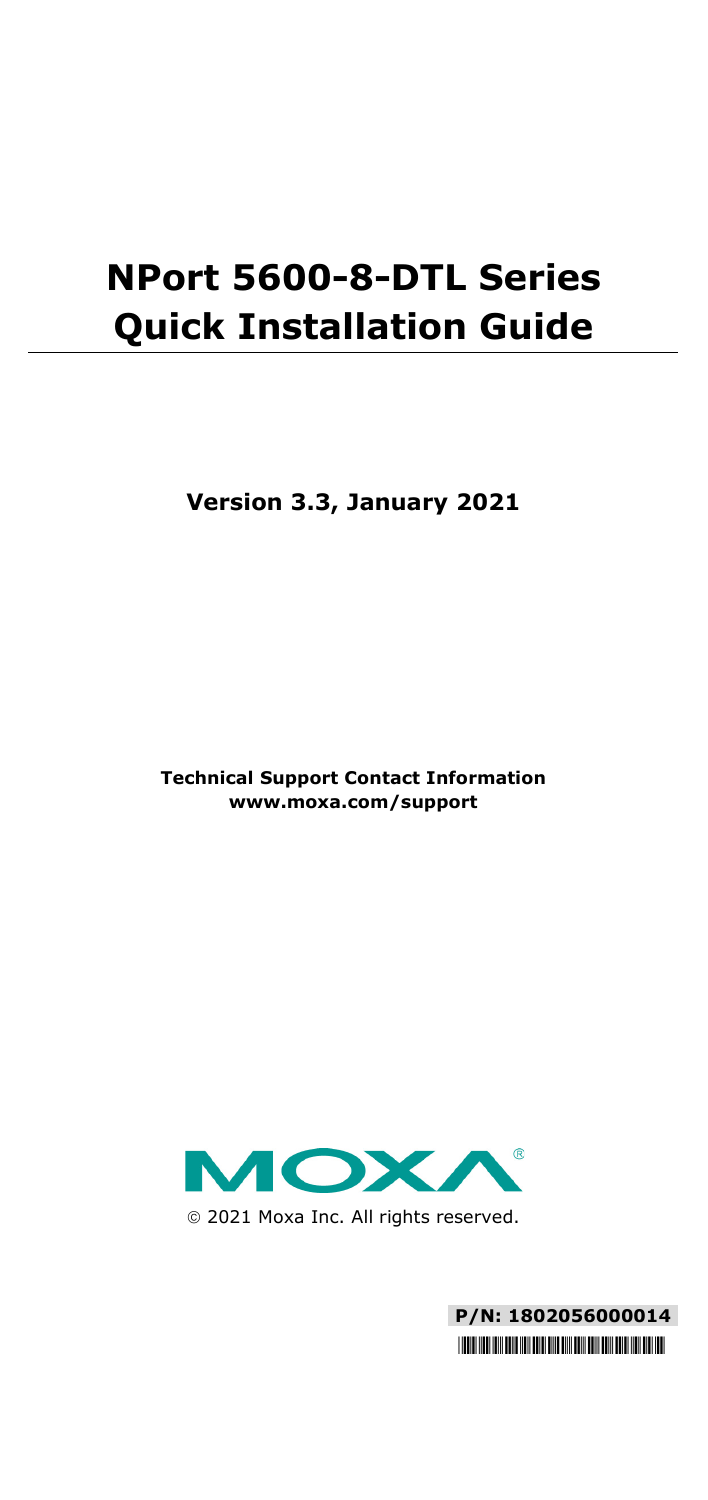# NPort 5600-8-DTL Series Quick Installation Guide

**Version 3.3, January 2021**

**Technical Support Contact Information**
**www.moxa.com/support**

© 2021 Moxa Inc. All rights reserved.

**P/N: 1802056000014**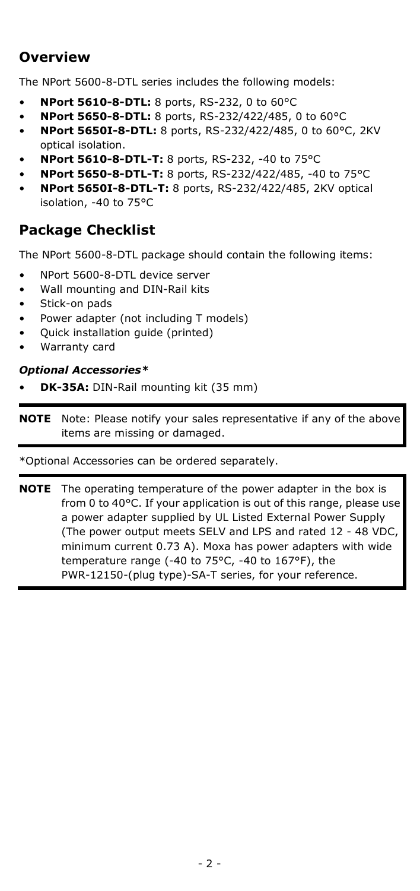## Overview

The NPort 5600-8-DTL series includes the following models:

- **NPort 5610-8-DTL:** 8 ports, RS-232, 0 to 60°C
- **NPort 5650-8-DTL:** 8 ports, RS-232/422/485, 0 to 60°C
- **NPort 5650I-8-DTL:** 8 ports, RS-232/422/485, 0 to 60°C, 2KV optical isolation.
- **NPort 5610-8-DTL-T:** 8 ports, RS-232, -40 to 75°C
- **NPort 5650-8-DTL-T:** 8 ports, RS-232/422/485, -40 to 75°C
- **NPort 5650I-8-DTL-T:** 8 ports, RS-232/422/485, 2KV optical isolation, -40 to 75°C

## Package Checklist

The NPort 5600-8-DTL package should contain the following items:

- NPort 5600-8-DTL device server
- Wall mounting and DIN-Rail kits
- Stick-on pads
- Power adapter (not including T models)
- Quick installation guide (printed)
- Warranty card

***Optional Accessories****

- **DK-35A:** DIN-Rail mounting kit (35 mm)

> **NOTE** Note: Please notify your sales representative if any of the above items are missing or damaged.

*Optional Accessories can be ordered separately.

> **NOTE** The operating temperature of the power adapter in the box is from 0 to 40°C. If your application is out of this range, please use a power adapter supplied by UL Listed External Power Supply (The power output meets SELV and LPS and rated 12 - 48 VDC, minimum current 0.73 A). Moxa has power adapters with wide temperature range (-40 to 75°C, -40 to 167°F), the PWR-12150-(plug type)-SA-T series, for your reference.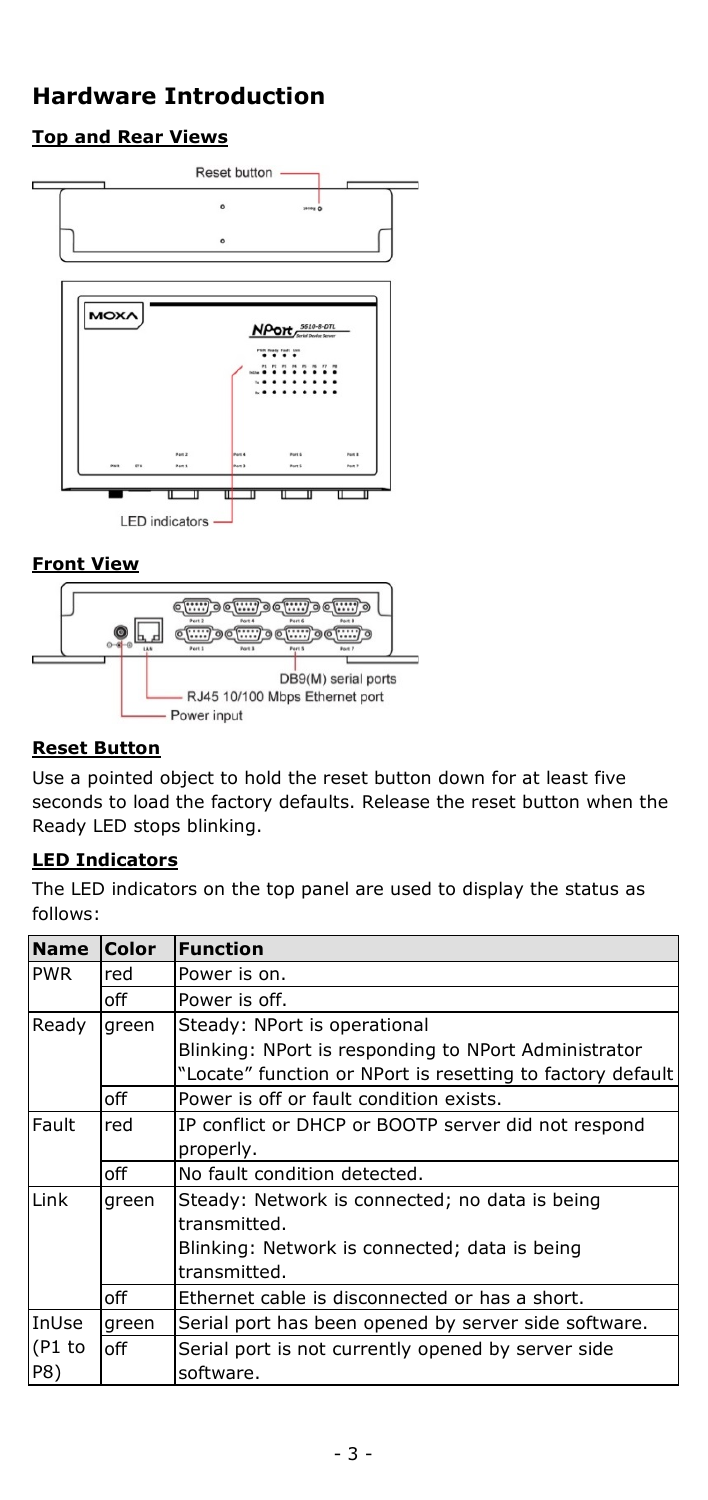# Hardware Introduction

## Top and Rear Views

Reset button

LED indicators

## Front View

DB9(M) serial ports

RJ45 10/100 Mbps Ethernet port

Power input

## Reset Button

Use a pointed object to hold the reset button down for at least five seconds to load the factory defaults. Release the reset button when the Ready LED stops blinking.

## LED Indicators

The LED indicators on the top panel are used to display the status as follows:

| Name | Color | Function |
|---|---|---|
| PWR | red | Power is on. |
| | off | Power is off. |
| Ready | green | Steady: NPort is operational<br>Blinking: NPort is responding to NPort Administrator "Locate" function or NPort is resetting to factory default |
| | off | Power is off or fault condition exists. |
| Fault | red | IP conflict or DHCP or BOOTP server did not respond properly. |
| | off | No fault condition detected. |
| Link | green | Steady: Network is connected; no data is being transmitted.<br>Blinking: Network is connected; data is being transmitted. |
| | off | Ethernet cable is disconnected or has a short. |
| InUse (P1 to P8) | green | Serial port has been opened by server side software. |
| | off | Serial port is not currently opened by server side software. |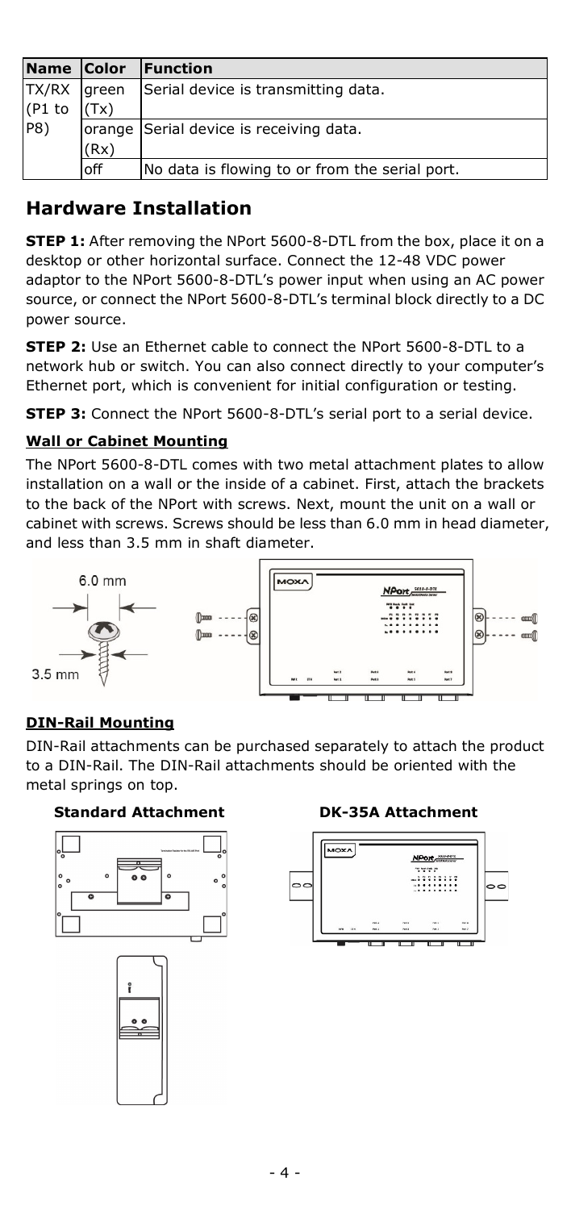| Name | Color | Function |
|---|---|---|
| TX/RX (P1 to P8) | green (Tx) | Serial device is transmitting data. |
| | orange (Rx) | Serial device is receiving data. |
| | off | No data is flowing to or from the serial port. |

## Hardware Installation

**STEP 1:** After removing the NPort 5600-8-DTL from the box, place it on a desktop or other horizontal surface. Connect the 12-48 VDC power adaptor to the NPort 5600-8-DTL's power input when using an AC power source, or connect the NPort 5600-8-DTL's terminal block directly to a DC power source.

**STEP 2:** Use an Ethernet cable to connect the NPort 5600-8-DTL to a network hub or switch. You can also connect directly to your computer's Ethernet port, which is convenient for initial configuration or testing.

**STEP 3:** Connect the NPort 5600-8-DTL's serial port to a serial device.

### Wall or Cabinet Mounting

The NPort 5600-8-DTL comes with two metal attachment plates to allow installation on a wall or the inside of a cabinet. First, attach the brackets to the back of the NPort with screws. Next, mount the unit on a wall or cabinet with screws. Screws should be less than 6.0 mm in head diameter, and less than 3.5 mm in shaft diameter.

6.0 mm

3.5 mm

### DIN-Rail Mounting

DIN-Rail attachments can be purchased separately to attach the product to a DIN-Rail. The DIN-Rail attachments should be oriented with the metal springs on top.

**Standard Attachment**

**DK-35A Attachment**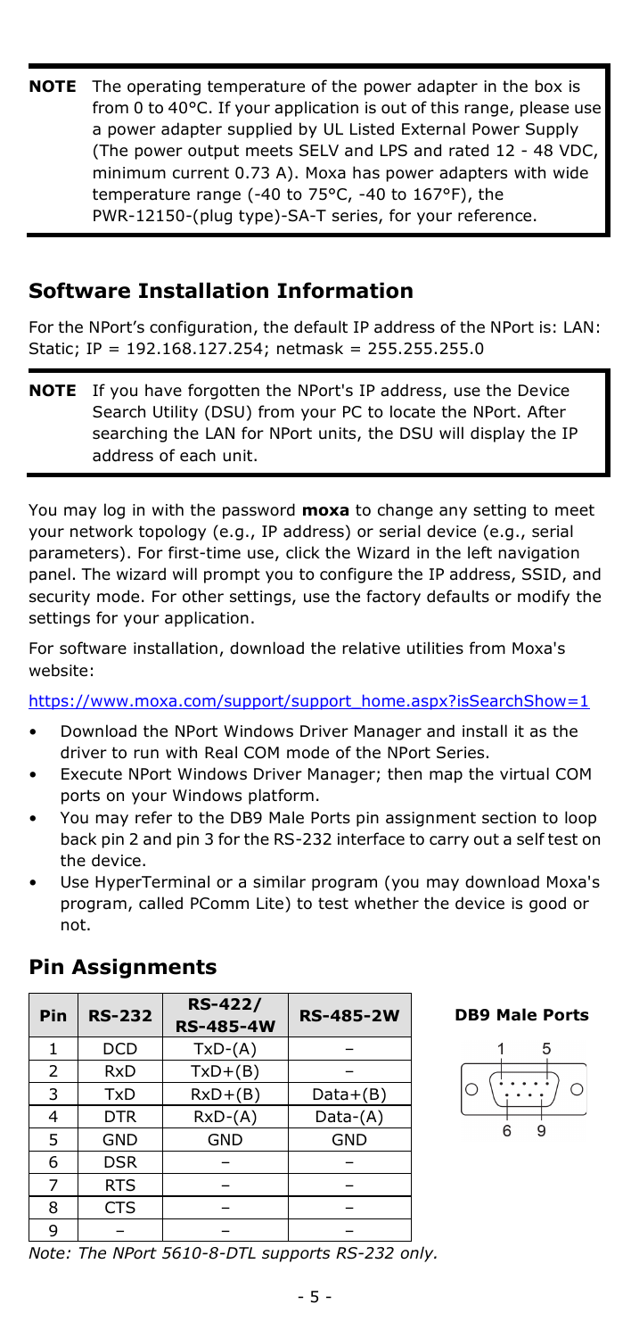**NOTE** The operating temperature of the power adapter in the box is from 0 to 40°C. If your application is out of this range, please use a power adapter supplied by UL Listed External Power Supply (The power output meets SELV and LPS and rated 12 - 48 VDC, minimum current 0.73 A). Moxa has power adapters with wide temperature range (-40 to 75°C, -40 to 167°F), the PWR-12150-(plug type)-SA-T series, for your reference.

## Software Installation Information

For the NPort's configuration, the default IP address of the NPort is: LAN: Static; IP = 192.168.127.254; netmask = 255.255.255.0

**NOTE** If you have forgotten the NPort's IP address, use the Device Search Utility (DSU) from your PC to locate the NPort. After searching the LAN for NPort units, the DSU will display the IP address of each unit.

You may log in with the password **moxa** to change any setting to meet your network topology (e.g., IP address) or serial device (e.g., serial parameters). For first-time use, click the Wizard in the left navigation panel. The wizard will prompt you to configure the IP address, SSID, and security mode. For other settings, use the factory defaults or modify the settings for your application.

For software installation, download the relative utilities from Moxa's website:

https://www.moxa.com/support/support_home.aspx?isSearchShow=1

- Download the NPort Windows Driver Manager and install it as the driver to run with Real COM mode of the NPort Series.
- Execute NPort Windows Driver Manager; then map the virtual COM ports on your Windows platform.
- You may refer to the DB9 Male Ports pin assignment section to loop back pin 2 and pin 3 for the RS-232 interface to carry out a self test on the device.
- Use HyperTerminal or a similar program (you may download Moxa's program, called PComm Lite) to test whether the device is good or not.

## Pin Assignments

| Pin | RS-232 | RS-422/ RS-485-4W | RS-485-2W |
|---|---|---|---|
| 1 | DCD | TxD-(A) | – |
| 2 | RxD | TxD+(B) | – |
| 3 | TxD | RxD+(B) | Data+(B) |
| 4 | DTR | RxD-(A) | Data-(A) |
| 5 | GND | GND | GND |
| 6 | DSR | – | – |
| 7 | RTS | – | – |
| 8 | CTS | – | – |
| 9 | – | – | – |

**DB9 Male Ports**

*Note: The NPort 5610-8-DTL supports RS-232 only.*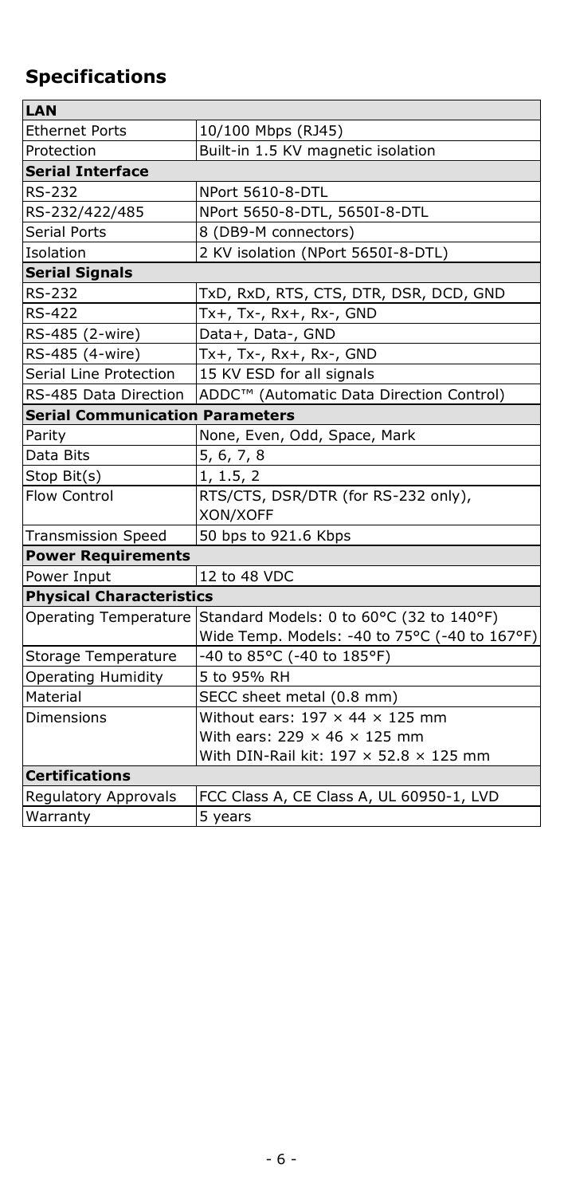## Specifications

| | |
|---|---|
| **LAN** | |
| Ethernet Ports | 10/100 Mbps (RJ45) |
| Protection | Built-in 1.5 KV magnetic isolation |
| **Serial Interface** | |
| RS-232 | NPort 5610-8-DTL |
| RS-232/422/485 | NPort 5650-8-DTL, 5650I-8-DTL |
| Serial Ports | 8 (DB9-M connectors) |
| Isolation | 2 KV isolation (NPort 5650I-8-DTL) |
| **Serial Signals** | |
| RS-232 | TxD, RxD, RTS, CTS, DTR, DSR, DCD, GND |
| RS-422 | Tx+, Tx-, Rx+, Rx-, GND |
| RS-485 (2-wire) | Data+, Data-, GND |
| RS-485 (4-wire) | Tx+, Tx-, Rx+, Rx-, GND |
| Serial Line Protection | 15 KV ESD for all signals |
| RS-485 Data Direction | ADDC™ (Automatic Data Direction Control) |
| **Serial Communication Parameters** | |
| Parity | None, Even, Odd, Space, Mark |
| Data Bits | 5, 6, 7, 8 |
| Stop Bit(s) | 1, 1.5, 2 |
| Flow Control | RTS/CTS, DSR/DTR (for RS-232 only), XON/XOFF |
| Transmission Speed | 50 bps to 921.6 Kbps |
| **Power Requirements** | |
| Power Input | 12 to 48 VDC |
| **Physical Characteristics** | |
| Operating Temperature | Standard Models: 0 to 60°C (32 to 140°F)<br>Wide Temp. Models: -40 to 75°C (-40 to 167°F) |
| Storage Temperature | -40 to 85°C (-40 to 185°F) |
| Operating Humidity | 5 to 95% RH |
| Material | SECC sheet metal (0.8 mm) |
| Dimensions | Without ears: 197 × 44 × 125 mm<br>With ears: 229 × 46 × 125 mm<br>With DIN-Rail kit: 197 × 52.8 × 125 mm |
| **Certifications** | |
| Regulatory Approvals | FCC Class A, CE Class A, UL 60950-1, LVD |
| Warranty | 5 years |